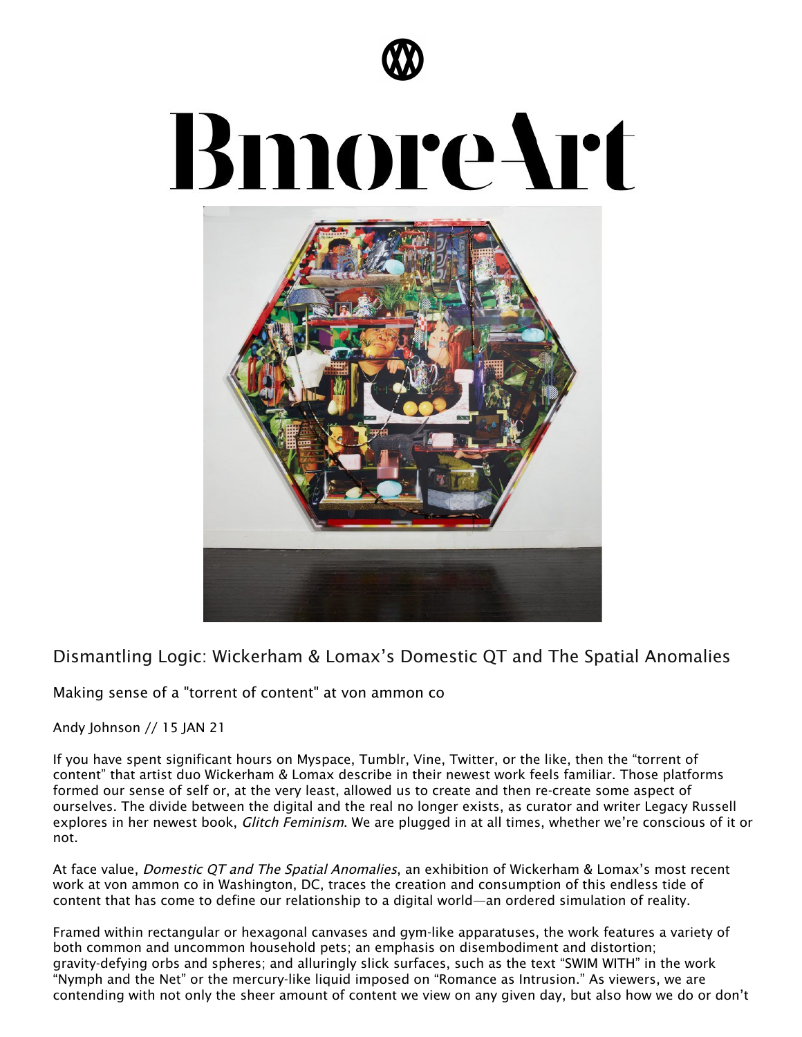# BmoreArt

## Dismantling Logic: Wickerham & Lomax's Domestic QT and The Spatial Anomalies

Making sense of a "torrent of content" at von ammon co

Andy Johnson // 15 JAN 21

If you have spent significant hours on Myspace, Tumblr, Vine, Twitter, or the like, then the "torrent of content" that artist duo Wickerham & Lomax describe in their newest work feels familiar. Those platforms formed our sense of self or, at the very least, allowed us to create and then re-create some aspect of ourselves. The divide between the digital and the real no longer exists, as curator and writer Legacy Russell explores in her newest book, *Glitch Feminism*. We are plugged in at all times, whether we're conscious of it or not.

At face value, *Domestic QT and The Spatial Anomalies*, an exhibition of Wickerham & Lomax's most recent work at von ammon co in Washington, DC, traces the creation and consumption of this endless tide of content that has come to define our relationship to a digital world—an ordered simulation of reality.

Framed within rectangular or hexagonal canvases and gym-like apparatuses, the work features a variety of both common and uncommon household pets; an emphasis on disembodiment and distortion; gravity-defying orbs and spheres; and alluringly slick surfaces, such as the text "SWIM WITH" in the work "Nymph and the Net" or the mercury-like liquid imposed on "Romance as Intrusion." As viewers, we are contending with not only the sheer amount of content we view on any given day, but also how we do or don't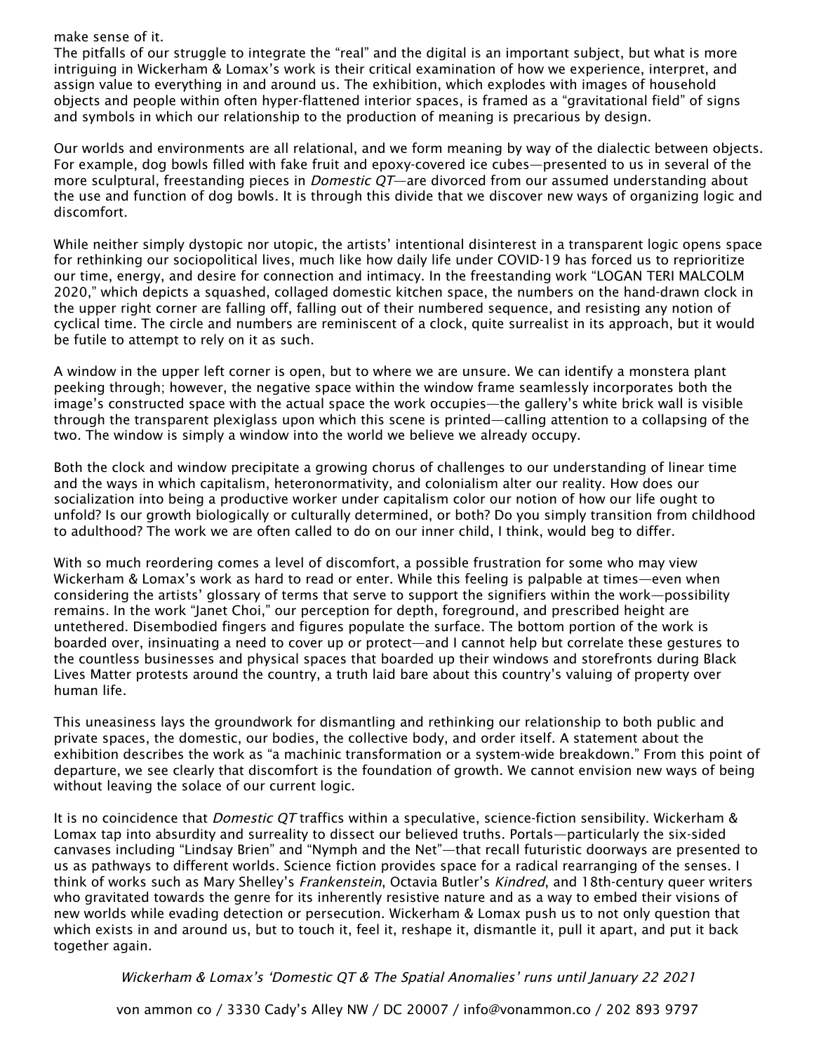make sense of it.
The pitfalls of our struggle to integrate the "real" and the digital is an important subject, but what is more intriguing in Wickerham & Lomax's work is their critical examination of how we experience, interpret, and assign value to everything in and around us. The exhibition, which explodes with images of household objects and people within often hyper-flattened interior spaces, is framed as a "gravitational field" of signs and symbols in which our relationship to the production of meaning is precarious by design.

Our worlds and environments are all relational, and we form meaning by way of the dialectic between objects. For example, dog bowls filled with fake fruit and epoxy-covered ice cubes—presented to us in several of the more sculptural, freestanding pieces in *Domestic QT*—are divorced from our assumed understanding about the use and function of dog bowls. It is through this divide that we discover new ways of organizing logic and discomfort.

While neither simply dystopic nor utopic, the artists' intentional disinterest in a transparent logic opens space for rethinking our sociopolitical lives, much like how daily life under COVID-19 has forced us to reprioritize our time, energy, and desire for connection and intimacy. In the freestanding work "LOGAN TERI MALCOLM 2020," which depicts a squashed, collaged domestic kitchen space, the numbers on the hand-drawn clock in the upper right corner are falling off, falling out of their numbered sequence, and resisting any notion of cyclical time. The circle and numbers are reminiscent of a clock, quite surrealist in its approach, but it would be futile to attempt to rely on it as such.

A window in the upper left corner is open, but to where we are unsure. We can identify a monstera plant peeking through; however, the negative space within the window frame seamlessly incorporates both the image's constructed space with the actual space the work occupies—the gallery's white brick wall is visible through the transparent plexiglass upon which this scene is printed—calling attention to a collapsing of the two. The window is simply a window into the world we believe we already occupy.

Both the clock and window precipitate a growing chorus of challenges to our understanding of linear time and the ways in which capitalism, heteronormativity, and colonialism alter our reality. How does our socialization into being a productive worker under capitalism color our notion of how our life ought to unfold? Is our growth biologically or culturally determined, or both? Do you simply transition from childhood to adulthood? The work we are often called to do on our inner child, I think, would beg to differ.

With so much reordering comes a level of discomfort, a possible frustration for some who may view Wickerham & Lomax's work as hard to read or enter. While this feeling is palpable at times—even when considering the artists' glossary of terms that serve to support the signifiers within the work—possibility remains. In the work "Janet Choi," our perception for depth, foreground, and prescribed height are untethered. Disembodied fingers and figures populate the surface. The bottom portion of the work is boarded over, insinuating a need to cover up or protect—and I cannot help but correlate these gestures to the countless businesses and physical spaces that boarded up their windows and storefronts during Black Lives Matter protests around the country, a truth laid bare about this country's valuing of property over human life.

This uneasiness lays the groundwork for dismantling and rethinking our relationship to both public and private spaces, the domestic, our bodies, the collective body, and order itself. A statement about the exhibition describes the work as "a machinic transformation or a system-wide breakdown." From this point of departure, we see clearly that discomfort is the foundation of growth. We cannot envision new ways of being without leaving the solace of our current logic.

It is no coincidence that *Domestic QT* traffics within a speculative, science-fiction sensibility. Wickerham & Lomax tap into absurdity and surreality to dissect our believed truths. Portals—particularly the six-sided canvases including "Lindsay Brien" and "Nymph and the Net"—that recall futuristic doorways are presented to us as pathways to different worlds. Science fiction provides space for a radical rearranging of the senses. I think of works such as Mary Shelley's *Frankenstein*, Octavia Butler's *Kindred*, and 18th-century queer writers who gravitated towards the genre for its inherently resistive nature and as a way to embed their visions of new worlds while evading detection or persecution. Wickerham & Lomax push us to not only question that which exists in and around us, but to touch it, feel it, reshape it, dismantle it, pull it apart, and put it back together again.

*Wickerham & Lomax's 'Domestic QT & The Spatial Anomalies' runs until January 22 2021*

von ammon co / 3330 Cady's Alley NW / DC 20007 / info@vonammon.co / 202 893 9797